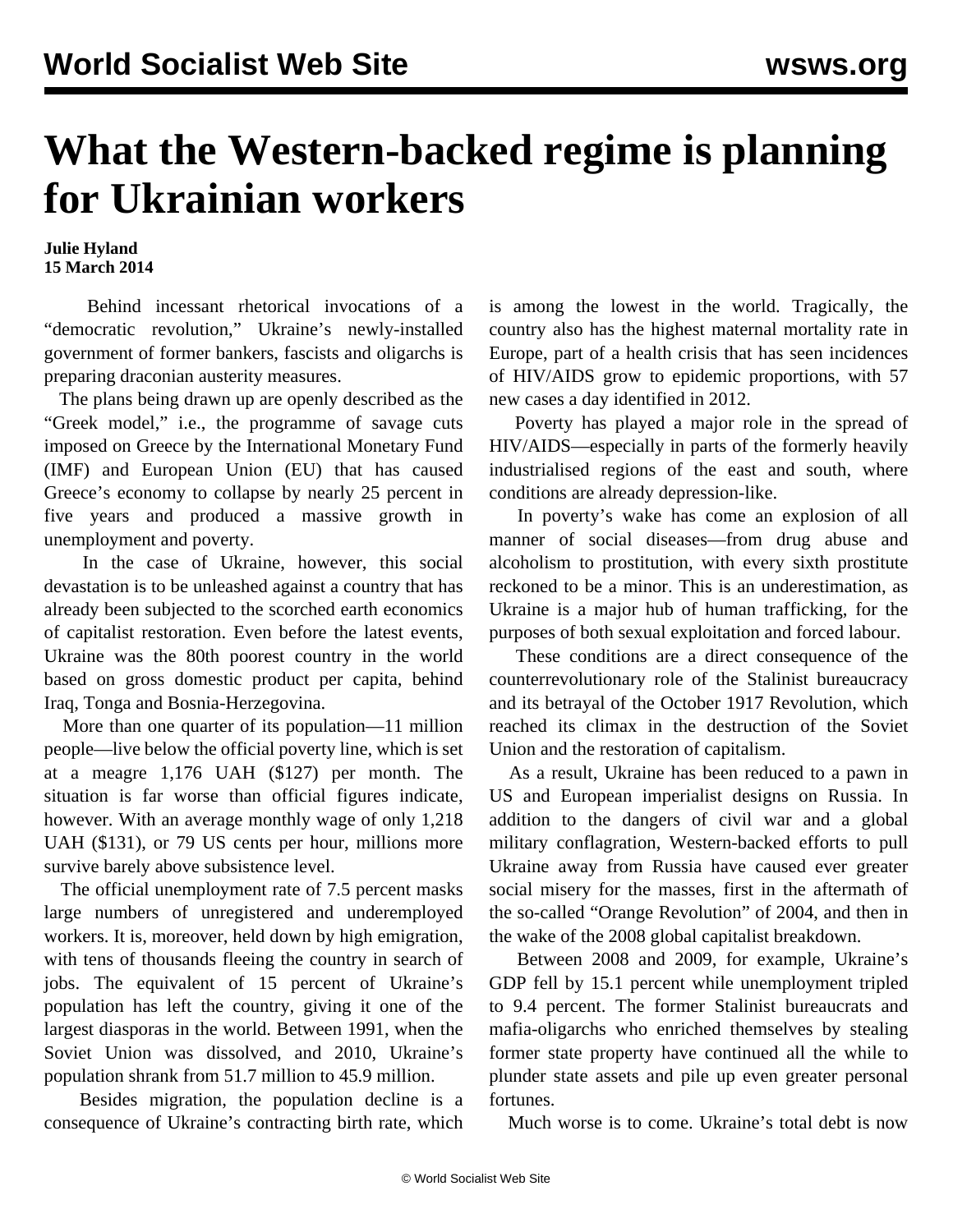# What the Western-backed regime is planning for Ukrainian workers

**Julie Hyland**
**15 March 2014**

Behind incessant rhetorical invocations of a "democratic revolution," Ukraine's newly-installed government of former bankers, fascists and oligarchs is preparing draconian austerity measures.

The plans being drawn up are openly described as the "Greek model," i.e., the programme of savage cuts imposed on Greece by the International Monetary Fund (IMF) and European Union (EU) that has caused Greece's economy to collapse by nearly 25 percent in five years and produced a massive growth in unemployment and poverty.

In the case of Ukraine, however, this social devastation is to be unleashed against a country that has already been subjected to the scorched earth economics of capitalist restoration. Even before the latest events, Ukraine was the 80th poorest country in the world based on gross domestic product per capita, behind Iraq, Tonga and Bosnia-Herzegovina.

More than one quarter of its population—11 million people—live below the official poverty line, which is set at a meagre 1,176 UAH ($127) per month. The situation is far worse than official figures indicate, however. With an average monthly wage of only 1,218 UAH ($131), or 79 US cents per hour, millions more survive barely above subsistence level.

The official unemployment rate of 7.5 percent masks large numbers of unregistered and underemployed workers. It is, moreover, held down by high emigration, with tens of thousands fleeing the country in search of jobs. The equivalent of 15 percent of Ukraine's population has left the country, giving it one of the largest diasporas in the world. Between 1991, when the Soviet Union was dissolved, and 2010, Ukraine's population shrank from 51.7 million to 45.9 million.

Besides migration, the population decline is a consequence of Ukraine's contracting birth rate, which is among the lowest in the world. Tragically, the country also has the highest maternal mortality rate in Europe, part of a health crisis that has seen incidences of HIV/AIDS grow to epidemic proportions, with 57 new cases a day identified in 2012.

Poverty has played a major role in the spread of HIV/AIDS—especially in parts of the formerly heavily industrialised regions of the east and south, where conditions are already depression-like.

In poverty's wake has come an explosion of all manner of social diseases—from drug abuse and alcoholism to prostitution, with every sixth prostitute reckoned to be a minor. This is an underestimation, as Ukraine is a major hub of human trafficking, for the purposes of both sexual exploitation and forced labour.

These conditions are a direct consequence of the counterrevolutionary role of the Stalinist bureaucracy and its betrayal of the October 1917 Revolution, which reached its climax in the destruction of the Soviet Union and the restoration of capitalism.

As a result, Ukraine has been reduced to a pawn in US and European imperialist designs on Russia. In addition to the dangers of civil war and a global military conflagration, Western-backed efforts to pull Ukraine away from Russia have caused ever greater social misery for the masses, first in the aftermath of the so-called "Orange Revolution" of 2004, and then in the wake of the 2008 global capitalist breakdown.

Between 2008 and 2009, for example, Ukraine's GDP fell by 15.1 percent while unemployment tripled to 9.4 percent. The former Stalinist bureaucrats and mafia-oligarchs who enriched themselves by stealing former state property have continued all the while to plunder state assets and pile up even greater personal fortunes.

Much worse is to come. Ukraine's total debt is now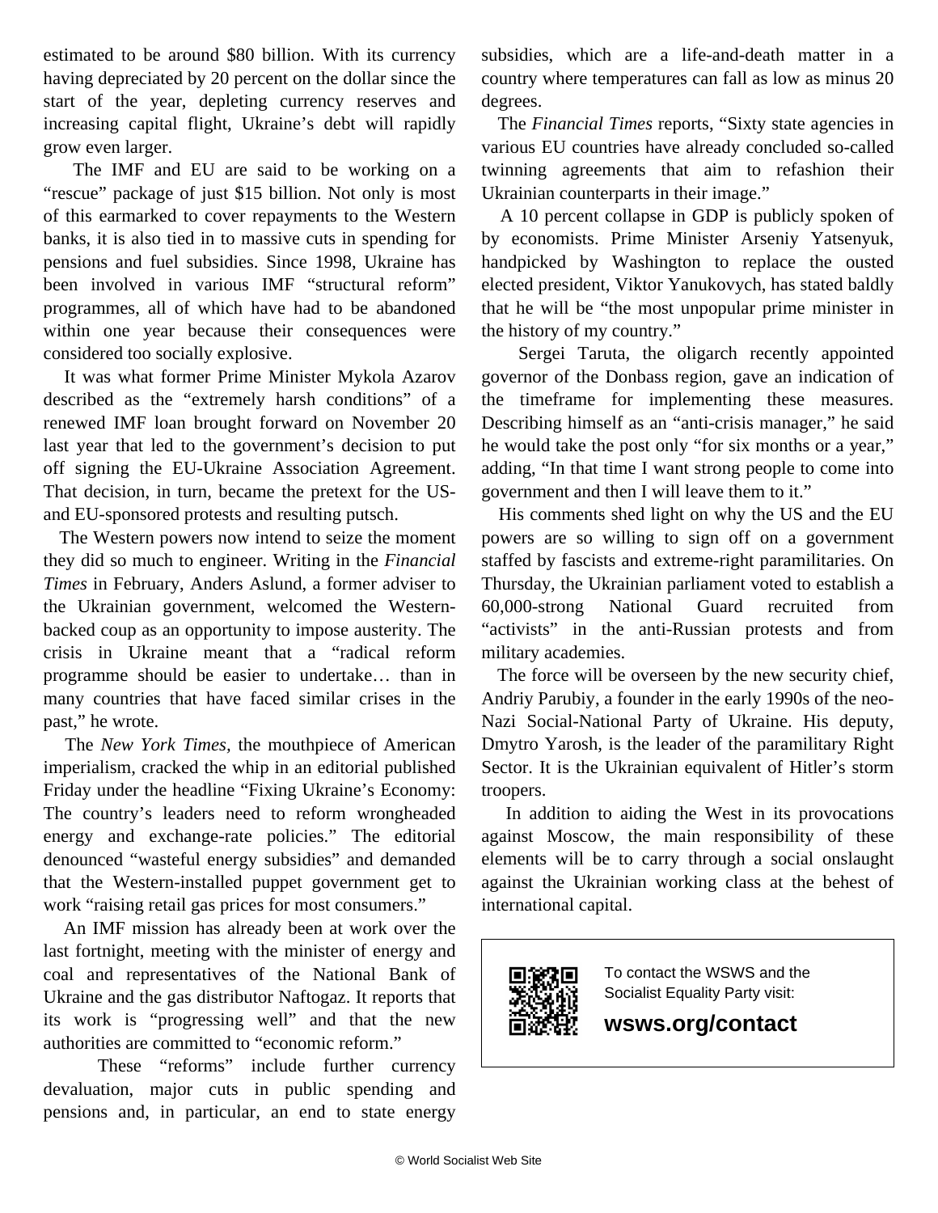estimated to be around $80 billion. With its currency having depreciated by 20 percent on the dollar since the start of the year, depleting currency reserves and increasing capital flight, Ukraine's debt will rapidly grow even larger.

The IMF and EU are said to be working on a "rescue" package of just $15 billion. Not only is most of this earmarked to cover repayments to the Western banks, it is also tied in to massive cuts in spending for pensions and fuel subsidies. Since 1998, Ukraine has been involved in various IMF "structural reform" programmes, all of which have had to be abandoned within one year because their consequences were considered too socially explosive.

It was what former Prime Minister Mykola Azarov described as the "extremely harsh conditions" of a renewed IMF loan brought forward on November 20 last year that led to the government's decision to put off signing the EU-Ukraine Association Agreement. That decision, in turn, became the pretext for the US- and EU-sponsored protests and resulting putsch.

The Western powers now intend to seize the moment they did so much to engineer. Writing in the *Financial Times* in February, Anders Aslund, a former adviser to the Ukrainian government, welcomed the Western-backed coup as an opportunity to impose austerity. The crisis in Ukraine meant that a "radical reform programme should be easier to undertake… than in many countries that have faced similar crises in the past," he wrote.

The *New York Times,* the mouthpiece of American imperialism, cracked the whip in an editorial published Friday under the headline "Fixing Ukraine's Economy: The country's leaders need to reform wrongheaded energy and exchange-rate policies." The editorial denounced "wasteful energy subsidies" and demanded that the Western-installed puppet government get to work "raising retail gas prices for most consumers."

An IMF mission has already been at work over the last fortnight, meeting with the minister of energy and coal and representatives of the National Bank of Ukraine and the gas distributor Naftogaz. It reports that its work is "progressing well" and that the new authorities are committed to "economic reform."

These "reforms" include further currency devaluation, major cuts in public spending and pensions and, in particular, an end to state energy subsidies, which are a life-and-death matter in a country where temperatures can fall as low as minus 20 degrees.

The *Financial Times* reports, "Sixty state agencies in various EU countries have already concluded so-called twinning agreements that aim to refashion their Ukrainian counterparts in their image."

A 10 percent collapse in GDP is publicly spoken of by economists. Prime Minister Arseniy Yatsenyuk, handpicked by Washington to replace the ousted elected president, Viktor Yanukovych, has stated baldly that he will be "the most unpopular prime minister in the history of my country."

Sergei Taruta, the oligarch recently appointed governor of the Donbass region, gave an indication of the timeframe for implementing these measures. Describing himself as an "anti-crisis manager," he said he would take the post only "for six months or a year," adding, "In that time I want strong people to come into government and then I will leave them to it."

His comments shed light on why the US and the EU powers are so willing to sign off on a government staffed by fascists and extreme-right paramilitaries. On Thursday, the Ukrainian parliament voted to establish a 60,000-strong National Guard recruited from "activists" in the anti-Russian protests and from military academies.

The force will be overseen by the new security chief, Andriy Parubiy, a founder in the early 1990s of the neo-Nazi Social-National Party of Ukraine. His deputy, Dmytro Yarosh, is the leader of the paramilitary Right Sector. It is the Ukrainian equivalent of Hitler's storm troopers.

In addition to aiding the West in its provocations against Moscow, the main responsibility of these elements will be to carry through a social onslaught against the Ukrainian working class at the behest of international capital.

To contact the WSWS and the Socialist Equality Party visit:

**wsws.org/contact**